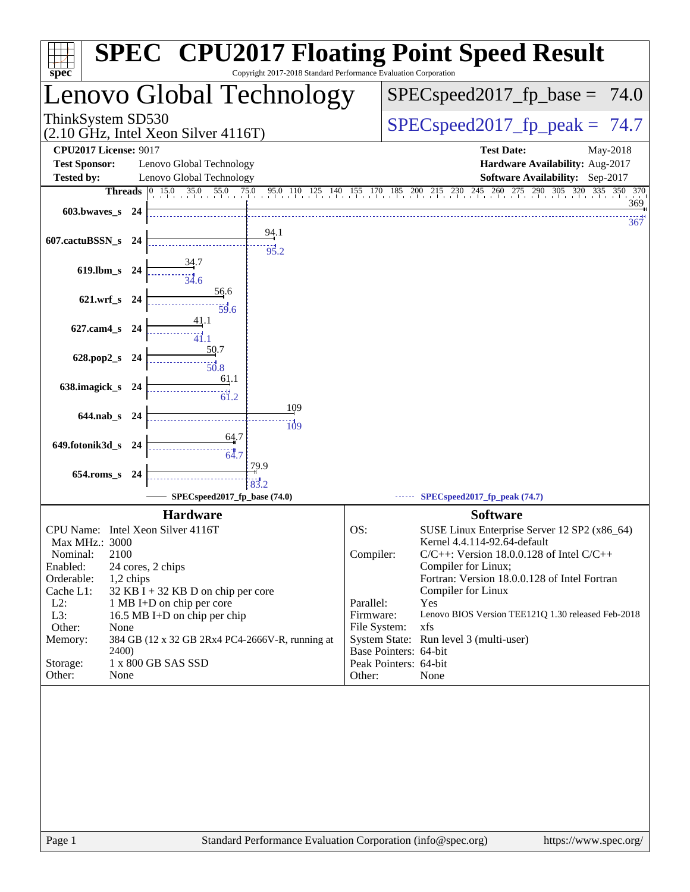# SPEC CPU2017 Floating Point Speed Result

Copyright 2017-2018 Standard Performance Evaluation Corporation

## Lenovo Global Technology

ThinkSystem SD530
(2.10 GHz, Intel Xeon Silver 4116T)

SPECspeed2017_fp_base = 74.0

SPECspeed2017_fp_peak = 74.7

**CPU2017 License:** 9017
**Test Sponsor:** Lenovo Global Technology
**Tested by:** Lenovo Global Technology

**Test Date:** May-2018
**Hardware Availability:** Aug-2017
**Software Availability:** Sep-2017

| Benchmark | Threads | Base | Peak |
|---|---|---|---|
| 603.bwaves_s | 24 | 369 | 367 |
| 607.cactuBSSN_s | 24 | 94.1 | 95.2 |
| 619.lbm_s | 24 | 34.7 | 34.6 |
| 621.wrf_s | 24 | 56.6 | 59.6 |
| 627.cam4_s | 24 | 41.1 | 41.1 |
| 628.pop2_s | 24 | 50.7 | 50.8 |
| 638.imagick_s | 24 | 61.1 | 61.2 |
| 644.nab_s | 24 | 109 | 109 |
| 649.fotonik3d_s | 24 | 64.7 | 64.7 |
| 654.roms_s | 24 | 79.9 | 83.2 |

SPECspeed2017_fp_base (74.0)
SPECspeed2017_fp_peak (74.7)

### Hardware

| | |
|---|---|
| CPU Name: | Intel Xeon Silver 4116T |
| Max MHz.: | 3000 |
| Nominal: | 2100 |
| Enabled: | 24 cores, 2 chips |
| Orderable: | 1,2 chips |
| Cache L1: | 32 KB I + 32 KB D on chip per core |
| L2: | 1 MB I+D on chip per core |
| L3: | 16.5 MB I+D on chip per chip |
| Other: | None |
| Memory: | 384 GB (12 x 32 GB 2Rx4 PC4-2666V-R, running at 2400) |
| Storage: | 1 x 800 GB SAS SSD |
| Other: | None |

### Software

| | |
|---|---|
| OS: | SUSE Linux Enterprise Server 12 SP2 (x86_64) Kernel 4.4.114-92.64-default |
| Compiler: | C/C++: Version 18.0.0.128 of Intel C/C++ Compiler for Linux; Fortran: Version 18.0.0.128 of Intel Fortran Compiler for Linux |
| Parallel: | Yes |
| Firmware: | Lenovo BIOS Version TEE121Q 1.30 released Feb-2018 |
| File System: | xfs |
| System State: | Run level 3 (multi-user) |
| Base Pointers: | 64-bit |
| Peak Pointers: | 64-bit |
| Other: | None |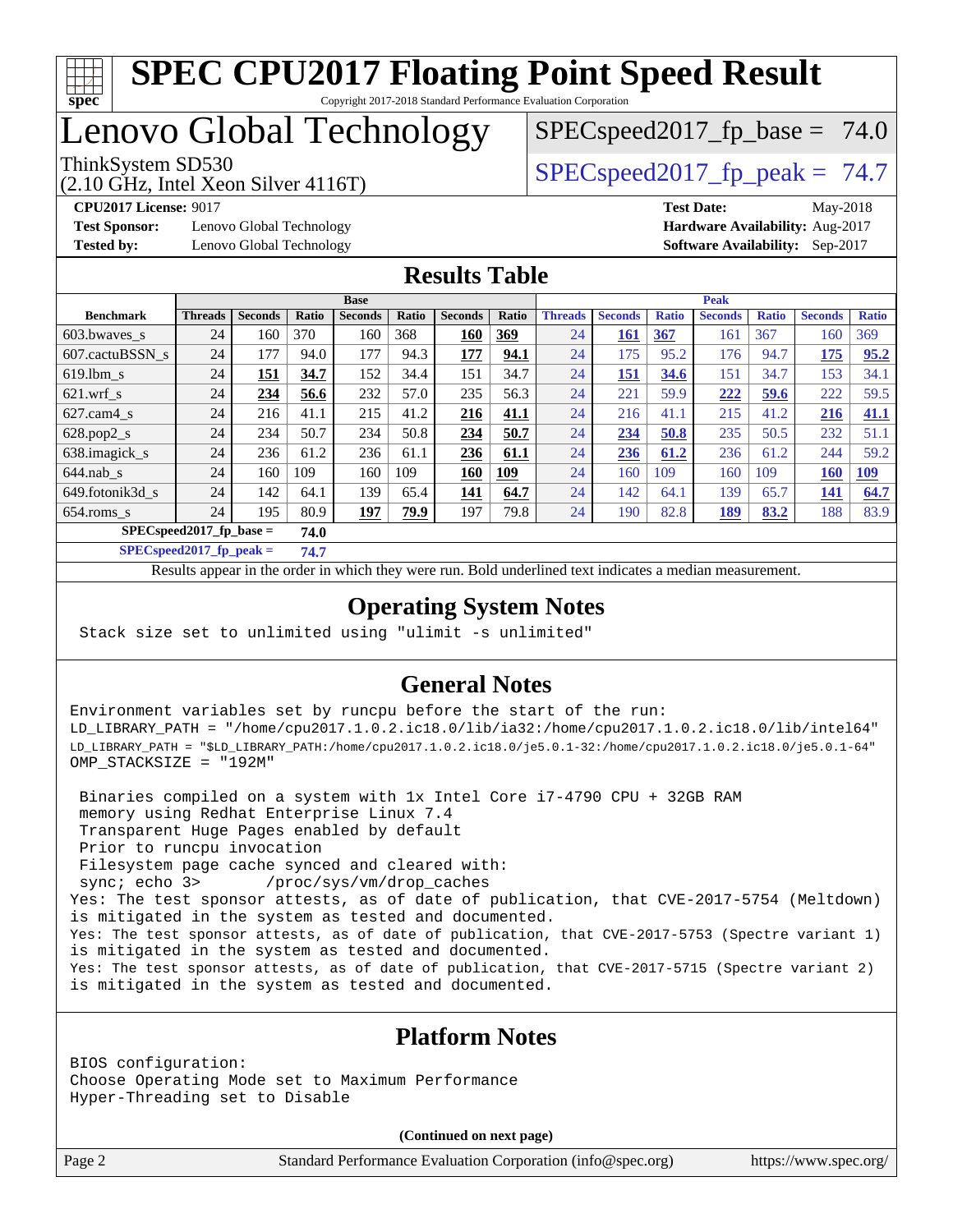# SPEC CPU2017 Floating Point Speed Result

Copyright 2017-2018 Standard Performance Evaluation Corporation

# Lenovo Global Technology

ThinkSystem SD530
(2.10 GHz, Intel Xeon Silver 4116T)

SPECspeed2017_fp_base = 74.0

SPECspeed2017_fp_peak = 74.7

**CPU2017 License:** 9017
**Test Sponsor:** Lenovo Global Technology
**Tested by:** Lenovo Global Technology

**Test Date:** May-2018
**Hardware Availability:** Aug-2017
**Software Availability:** Sep-2017

## Results Table

| Benchmark | Base | | | | | | | Peak | | | | | | |
|---|---|---|---|---|---|---|---|---|---|---|---|---|---|---|
| | Threads | Seconds | Ratio | Seconds | Ratio | Seconds | Ratio | Threads | Seconds | Ratio | Seconds | Ratio | Seconds | Ratio |
| 603.bwaves_s | 24 | 160 | 370 | 160 | 368 | **160** | **369** | 24 | **161** | **367** | 161 | 367 | 160 | 369 |
| 607.cactuBSSN_s | 24 | 177 | 94.0 | 177 | 94.3 | **177** | **94.1** | 24 | 175 | 95.2 | 176 | 94.7 | **175** | **95.2** |
| 619.lbm_s | 24 | **151** | **34.7** | 152 | 34.4 | 151 | 34.7 | 24 | **151** | **34.6** | 151 | 34.7 | 153 | 34.1 |
| 621.wrf_s | 24 | **234** | **56.6** | 232 | 57.0 | 235 | 56.3 | 24 | 221 | 59.9 | **222** | **59.6** | 222 | 59.5 |
| 627.cam4_s | 24 | 216 | 41.1 | 215 | 41.2 | **216** | **41.1** | 24 | 216 | 41.1 | 215 | 41.2 | **216** | **41.1** |
| 628.pop2_s | 24 | 234 | 50.7 | 234 | 50.8 | **234** | **50.7** | 24 | **234** | **50.8** | 235 | 50.5 | 232 | 51.1 |
| 638.imagick_s | 24 | 236 | 61.2 | 236 | 61.1 | **236** | **61.1** | 24 | **236** | **61.2** | 236 | 61.2 | 244 | 59.2 |
| 644.nab_s | 24 | 160 | 109 | 160 | 109 | **160** | **109** | 24 | 160 | 109 | 160 | 109 | **160** | **109** |
| 649.fotonik3d_s | 24 | 142 | 64.1 | 139 | 65.4 | **141** | **64.7** | 24 | 142 | 64.1 | 139 | 65.7 | **141** | **64.7** |
| 654.roms_s | 24 | 195 | 80.9 | **197** | **79.9** | 197 | 79.8 | 24 | 190 | 82.8 | **189** | **83.2** | 188 | 83.9 |

**SPECspeed2017_fp_base = 74.0**

**SPECspeed2017_fp_peak = 74.7**

Results appear in the order in which they were run. Bold underlined text indicates a median measurement.

## Operating System Notes

```
Stack size set to unlimited using "ulimit -s unlimited"
```

## General Notes

```
Environment variables set by runcpu before the start of the run:
LD_LIBRARY_PATH = "/home/cpu2017.1.0.2.ic18.0/lib/ia32:/home/cpu2017.1.0.2.ic18.0/lib/intel64"
LD_LIBRARY_PATH = "$LD_LIBRARY_PATH:/home/cpu2017.1.0.2.ic18.0/je5.0.1-32:/home/cpu2017.1.0.2.ic18.0/je5.0.1-64"
OMP_STACKSIZE = "192M"

 Binaries compiled on a system with 1x Intel Core i7-4790 CPU + 32GB RAM
 memory using Redhat Enterprise Linux 7.4
 Transparent Huge Pages enabled by default
 Prior to runcpu invocation
 Filesystem page cache synced and cleared with:
 sync; echo 3>       /proc/sys/vm/drop_caches
Yes: The test sponsor attests, as of date of publication, that CVE-2017-5754 (Meltdown)
is mitigated in the system as tested and documented.
Yes: The test sponsor attests, as of date of publication, that CVE-2017-5753 (Spectre variant 1)
is mitigated in the system as tested and documented.
Yes: The test sponsor attests, as of date of publication, that CVE-2017-5715 (Spectre variant 2)
is mitigated in the system as tested and documented.
```

## Platform Notes

```
BIOS configuration:
Choose Operating Mode set to Maximum Performance
Hyper-Threading set to Disable
```

**(Continued on next page)**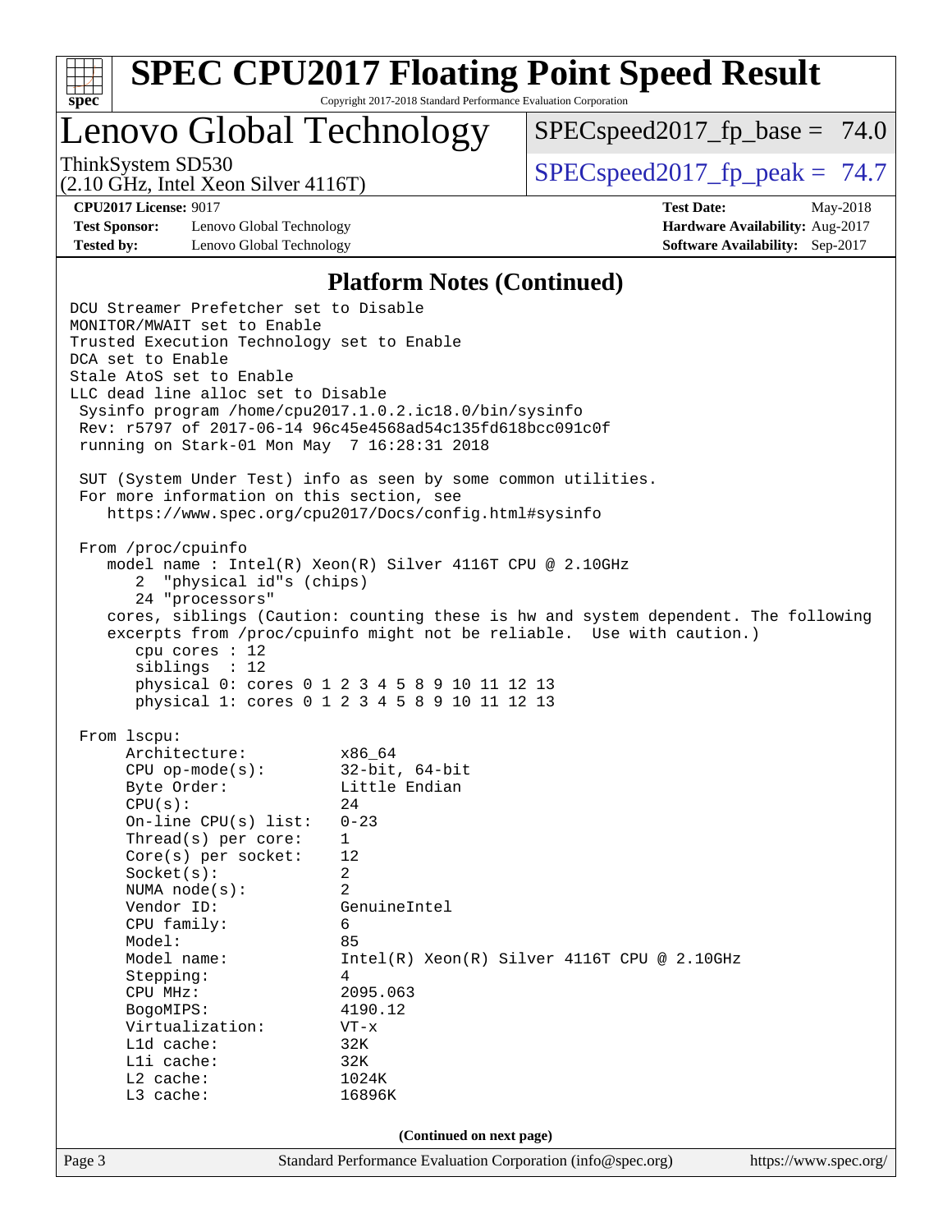# SPEC CPU2017 Floating Point Speed Result

Copyright 2017-2018 Standard Performance Evaluation Corporation

## Lenovo Global Technology

ThinkSystem SD530
(2.10 GHz, Intel Xeon Silver 4116T)

SPECspeed2017_fp_base = 74.0

SPECspeed2017_fp_peak = 74.7

**CPU2017 License:** 9017
**Test Sponsor:** Lenovo Global Technology
**Tested by:** Lenovo Global Technology

**Test Date:** May-2018
**Hardware Availability:** Aug-2017
**Software Availability:** Sep-2017

### Platform Notes (Continued)

```
DCU Streamer Prefetcher set to Disable
MONITOR/MWAIT set to Enable
Trusted Execution Technology set to Enable
DCA set to Enable
Stale AtoS set to Enable
LLC dead line alloc set to Disable
 Sysinfo program /home/cpu2017.1.0.2.ic18.0/bin/sysinfo
 Rev: r5797 of 2017-06-14 96c45e4568ad54c135fd618bcc091c0f
 running on Stark-01 Mon May  7 16:28:31 2018

 SUT (System Under Test) info as seen by some common utilities.
 For more information on this section, see
    https://www.spec.org/cpu2017/Docs/config.html#sysinfo

 From /proc/cpuinfo
    model name : Intel(R) Xeon(R) Silver 4116T CPU @ 2.10GHz
       2  "physical id"s (chips)
       24 "processors"
    cores, siblings (Caution: counting these is hw and system dependent. The following
    excerpts from /proc/cpuinfo might not be reliable.  Use with caution.)
       cpu cores : 12
       siblings  : 12
       physical 0: cores 0 1 2 3 4 5 8 9 10 11 12 13
       physical 1: cores 0 1 2 3 4 5 8 9 10 11 12 13

 From lscpu:
      Architecture:          x86_64
      CPU op-mode(s):        32-bit, 64-bit
      Byte Order:            Little Endian
      CPU(s):                24
      On-line CPU(s) list:   0-23
      Thread(s) per core:    1
      Core(s) per socket:    12
      Socket(s):             2
      NUMA node(s):          2
      Vendor ID:             GenuineIntel
      CPU family:            6
      Model:                 85
      Model name:            Intel(R) Xeon(R) Silver 4116T CPU @ 2.10GHz
      Stepping:              4
      CPU MHz:               2095.063
      BogoMIPS:              4190.12
      Virtualization:        VT-x
      L1d cache:             32K
      L1i cache:             32K
      L2 cache:              1024K
      L3 cache:              16896K
```

(Continued on next page)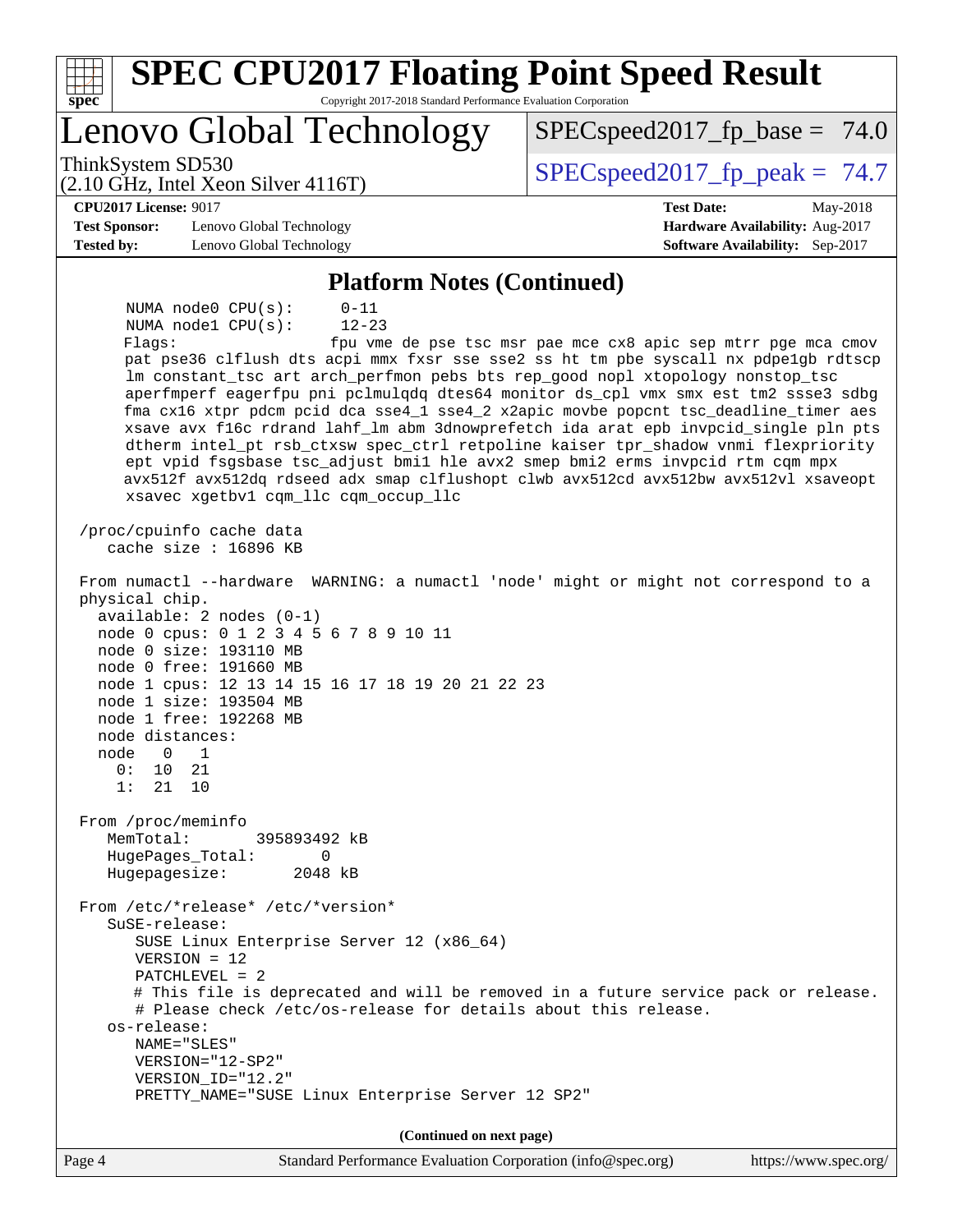## Platform Notes (Continued)

```
      NUMA node0 CPU(s):     0-11
      NUMA node1 CPU(s):     12-23
      Flags:                 fpu vme de pse tsc msr pae mce cx8 apic sep mtrr pge mca cmov
      pat pse36 clflush dts acpi mmx fxsr sse sse2 ss ht tm pbe syscall nx pdpe1gb rdtscp
      lm constant_tsc art arch_perfmon pebs bts rep_good nopl xtopology nonstop_tsc
      aperfmperf eagerfpu pni pclmulqdq dtes64 monitor ds_cpl vmx smx est tm2 ssse3 sdbg
      fma cx16 xtpr pdcm pcid dca sse4_1 sse4_2 x2apic movbe popcnt tsc_deadline_timer aes
      xsave avx f16c rdrand lahf_lm abm 3dnowprefetch ida arat epb invpcid_single pln pts
      dtherm intel_pt rsb_ctxsw spec_ctrl retpoline kaiser tpr_shadow vnmi flexpriority
      ept vpid fsgsbase tsc_adjust bmi1 hle avx2 smep bmi2 erms invpcid rtm cqm mpx
      avx512f avx512dq rdseed adx smap clflushopt clwb avx512cd avx512bw avx512vl xsaveopt
      xsavec xgetbv1 cqm_llc cqm_occup_llc

 /proc/cpuinfo cache data
    cache size : 16896 KB

 From numactl --hardware  WARNING: a numactl 'node' might or might not correspond to a
 physical chip.
   available: 2 nodes (0-1)
   node 0 cpus: 0 1 2 3 4 5 6 7 8 9 10 11
   node 0 size: 193110 MB
   node 0 free: 191660 MB
   node 1 cpus: 12 13 14 15 16 17 18 19 20 21 22 23
   node 1 size: 193504 MB
   node 1 free: 192268 MB
   node distances:
   node   0   1
     0:  10  21
     1:  21  10

 From /proc/meminfo
    MemTotal:       395893492 kB
    HugePages_Total:       0
    Hugepagesize:       2048 kB

 From /etc/*release* /etc/*version*
    SuSE-release:
       SUSE Linux Enterprise Server 12 (x86_64)
       VERSION = 12
       PATCHLEVEL = 2
       # This file is deprecated and will be removed in a future service pack or release.
       # Please check /etc/os-release for details about this release.
    os-release:
       NAME="SLES"
       VERSION="12-SP2"
       VERSION_ID="12.2"
       PRETTY_NAME="SUSE Linux Enterprise Server 12 SP2"
```

**(Continued on next page)**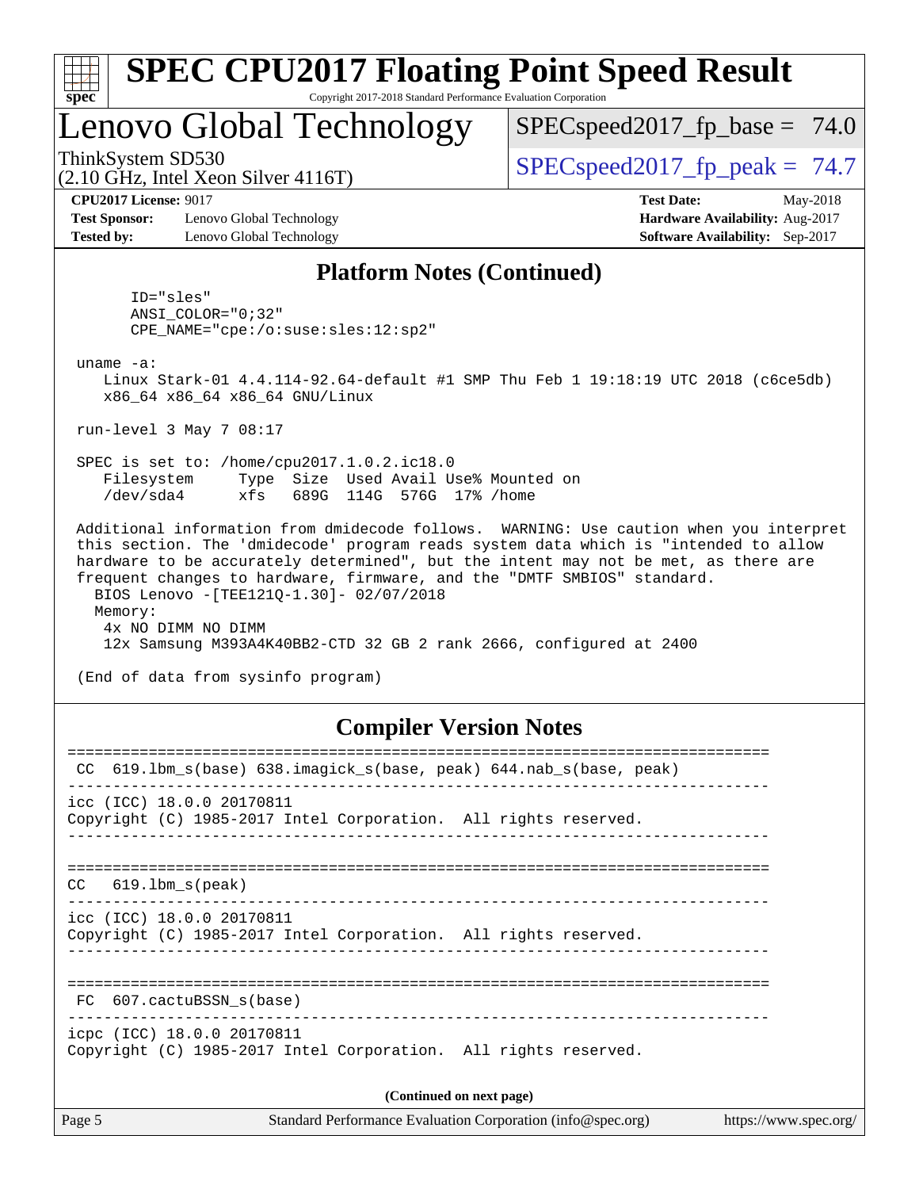## Platform Notes (Continued)

```
      ID="sles"
      ANSI_COLOR="0;32"
      CPE_NAME="cpe:/o:suse:sles:12:sp2"

 uname -a:
    Linux Stark-01 4.4.114-92.64-default #1 SMP Thu Feb 1 19:18:19 UTC 2018 (c6ce5db)
    x86_64 x86_64 x86_64 GNU/Linux

 run-level 3 May 7 08:17

 SPEC is set to: /home/cpu2017.1.0.2.ic18.0
    Filesystem     Type  Size  Used Avail Use% Mounted on
    /dev/sda4      xfs   689G  114G  576G  17% /home

 Additional information from dmidecode follows.  WARNING: Use caution when you interpret
 this section. The 'dmidecode' program reads system data which is "intended to allow
 hardware to be accurately determined", but the intent may not be met, as there are
 frequent changes to hardware, firmware, and the "DMTF SMBIOS" standard.
   BIOS Lenovo -[TEE121Q-1.30]- 02/07/2018
   Memory:
    4x NO DIMM NO DIMM
    12x Samsung M393A4K40BB2-CTD 32 GB 2 rank 2666, configured at 2400

 (End of data from sysinfo program)
```

## Compiler Version Notes

```
==============================================================================
 CC  619.lbm_s(base) 638.imagick_s(base, peak) 644.nab_s(base, peak)
------------------------------------------------------------------------------
icc (ICC) 18.0.0 20170811
Copyright (C) 1985-2017 Intel Corporation.  All rights reserved.
------------------------------------------------------------------------------

==============================================================================
CC   619.lbm_s(peak)
------------------------------------------------------------------------------
icc (ICC) 18.0.0 20170811
Copyright (C) 1985-2017 Intel Corporation.  All rights reserved.
------------------------------------------------------------------------------

==============================================================================
 FC  607.cactuBSSN_s(base)
------------------------------------------------------------------------------
icpc (ICC) 18.0.0 20170811
Copyright (C) 1985-2017 Intel Corporation.  All rights reserved.
```

(Continued on next page)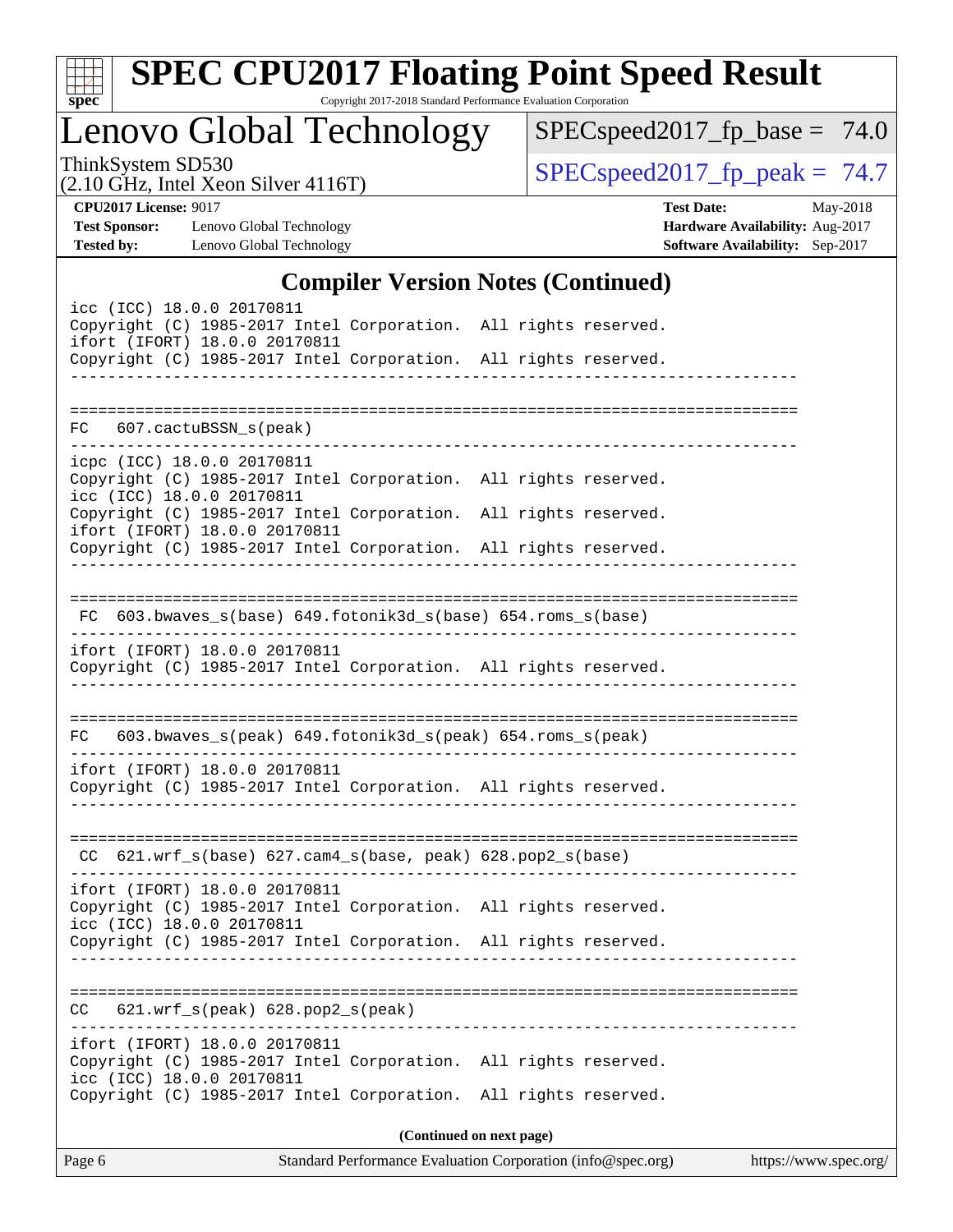# SPEC CPU2017 Floating Point Speed Result

Copyright 2017-2018 Standard Performance Evaluation Corporation

## Lenovo Global Technology

ThinkSystem SD530
(2.10 GHz, Intel Xeon Silver 4116T)

SPECspeed2017_fp_base = 74.0

SPECspeed2017_fp_peak = 74.7

**CPU2017 License:** 9017
**Test Sponsor:** Lenovo Global Technology
**Tested by:** Lenovo Global Technology

**Test Date:** May-2018
**Hardware Availability:** Aug-2017
**Software Availability:** Sep-2017

### Compiler Version Notes (Continued)

```
icc (ICC) 18.0.0 20170811
Copyright (C) 1985-2017 Intel Corporation.  All rights reserved.
ifort (IFORT) 18.0.0 20170811
Copyright (C) 1985-2017 Intel Corporation.  All rights reserved.
------------------------------------------------------------------------------

==============================================================================
FC  607.cactuBSSN_s(peak)
------------------------------------------------------------------------------
icpc (ICC) 18.0.0 20170811
Copyright (C) 1985-2017 Intel Corporation.  All rights reserved.
icc (ICC) 18.0.0 20170811
Copyright (C) 1985-2017 Intel Corporation.  All rights reserved.
ifort (IFORT) 18.0.0 20170811
Copyright (C) 1985-2017 Intel Corporation.  All rights reserved.
------------------------------------------------------------------------------

==============================================================================
FC  603.bwaves_s(base) 649.fotonik3d_s(base) 654.roms_s(base)
------------------------------------------------------------------------------
ifort (IFORT) 18.0.0 20170811
Copyright (C) 1985-2017 Intel Corporation.  All rights reserved.
------------------------------------------------------------------------------

==============================================================================
FC  603.bwaves_s(peak) 649.fotonik3d_s(peak) 654.roms_s(peak)
------------------------------------------------------------------------------
ifort (IFORT) 18.0.0 20170811
Copyright (C) 1985-2017 Intel Corporation.  All rights reserved.
------------------------------------------------------------------------------

==============================================================================
CC  621.wrf_s(base) 627.cam4_s(base, peak) 628.pop2_s(base)
------------------------------------------------------------------------------
ifort (IFORT) 18.0.0 20170811
Copyright (C) 1985-2017 Intel Corporation.  All rights reserved.
icc (ICC) 18.0.0 20170811
Copyright (C) 1985-2017 Intel Corporation.  All rights reserved.
------------------------------------------------------------------------------

==============================================================================
CC  621.wrf_s(peak) 628.pop2_s(peak)
------------------------------------------------------------------------------
ifort (IFORT) 18.0.0 20170811
Copyright (C) 1985-2017 Intel Corporation.  All rights reserved.
icc (ICC) 18.0.0 20170811
Copyright (C) 1985-2017 Intel Corporation.  All rights reserved.
```

(Continued on next page)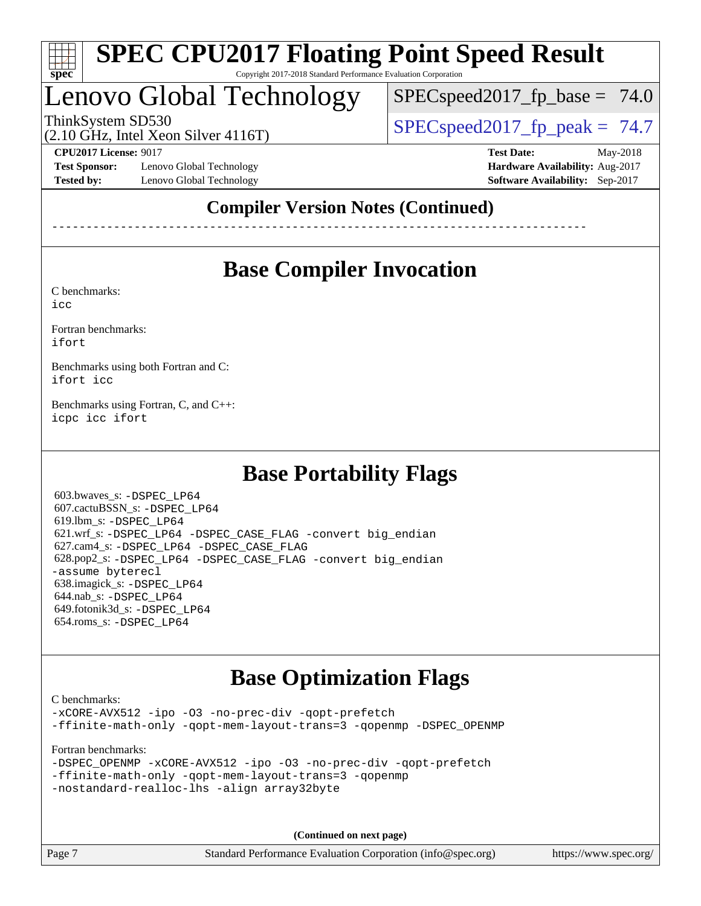## Compiler Version Notes (Continued)

------------------------------------------------------------------------------

## Base Compiler Invocation

C benchmarks:
icc

Fortran benchmarks:
ifort

Benchmarks using both Fortran and C:
ifort icc

Benchmarks using Fortran, C, and C++:
icpc icc ifort

## Base Portability Flags

603.bwaves_s: -DSPEC_LP64
607.cactuBSSN_s: -DSPEC_LP64
619.lbm_s: -DSPEC_LP64
621.wrf_s: -DSPEC_LP64 -DSPEC_CASE_FLAG -convert big_endian
627.cam4_s: -DSPEC_LP64 -DSPEC_CASE_FLAG
628.pop2_s: -DSPEC_LP64 -DSPEC_CASE_FLAG -convert big_endian -assume byterecl
638.imagick_s: -DSPEC_LP64
644.nab_s: -DSPEC_LP64
649.fotonik3d_s: -DSPEC_LP64
654.roms_s: -DSPEC_LP64

## Base Optimization Flags

C benchmarks:
-xCORE-AVX512 -ipo -O3 -no-prec-div -qopt-prefetch
-ffinite-math-only -qopt-mem-layout-trans=3 -qopenmp -DSPEC_OPENMP

Fortran benchmarks:
-DSPEC_OPENMP -xCORE-AVX512 -ipo -O3 -no-prec-div -qopt-prefetch
-ffinite-math-only -qopt-mem-layout-trans=3 -qopenmp
-nostandard-realloc-lhs -align array32byte

**(Continued on next page)**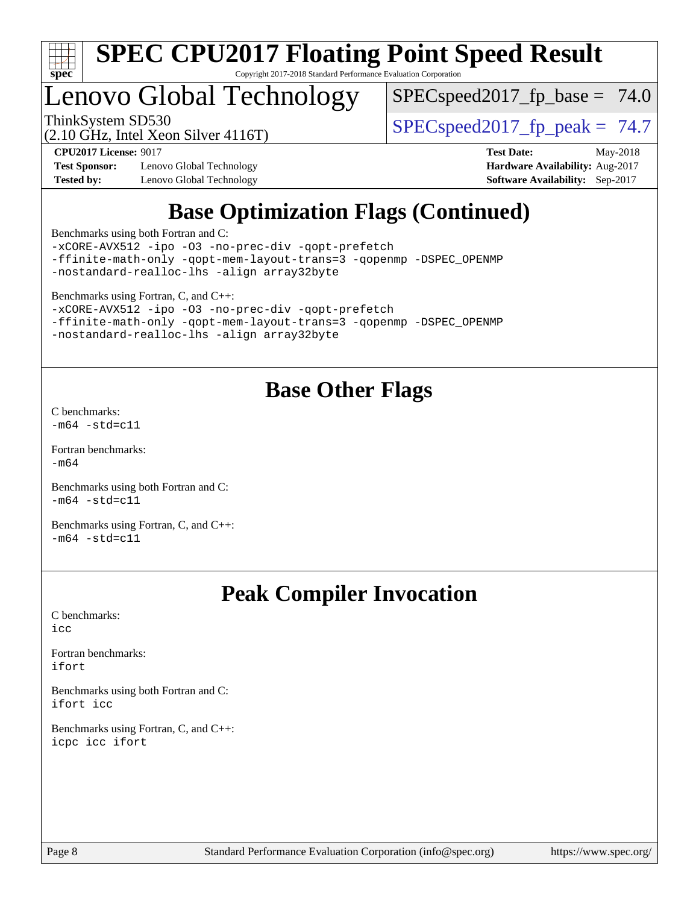# SPEC CPU2017 Floating Point Speed Result

Copyright 2017-2018 Standard Performance Evaluation Corporation

## Lenovo Global Technology

ThinkSystem SD530
(2.10 GHz, Intel Xeon Silver 4116T)

SPECspeed2017_fp_base = 74.0

SPECspeed2017_fp_peak = 74.7

**CPU2017 License:** 9017
**Test Sponsor:** Lenovo Global Technology
**Tested by:** Lenovo Global Technology

**Test Date:** May-2018
**Hardware Availability:** Aug-2017
**Software Availability:** Sep-2017

## Base Optimization Flags (Continued)

Benchmarks using both Fortran and C:
```
-xCORE-AVX512 -ipo -O3 -no-prec-div -qopt-prefetch
-ffinite-math-only -qopt-mem-layout-trans=3 -qopenmp -DSPEC_OPENMP
-nostandard-realloc-lhs -align array32byte
```

Benchmarks using Fortran, C, and C++:
```
-xCORE-AVX512 -ipo -O3 -no-prec-div -qopt-prefetch
-ffinite-math-only -qopt-mem-layout-trans=3 -qopenmp -DSPEC_OPENMP
-nostandard-realloc-lhs -align array32byte
```

## Base Other Flags

C benchmarks:
```
-m64 -std=c11
```

Fortran benchmarks:
```
-m64
```

Benchmarks using both Fortran and C:
```
-m64 -std=c11
```

Benchmarks using Fortran, C, and C++:
```
-m64 -std=c11
```

## Peak Compiler Invocation

C benchmarks:
```
icc
```

Fortran benchmarks:
```
ifort
```

Benchmarks using both Fortran and C:
```
ifort icc
```

Benchmarks using Fortran, C, and C++:
```
icpc icc ifort
```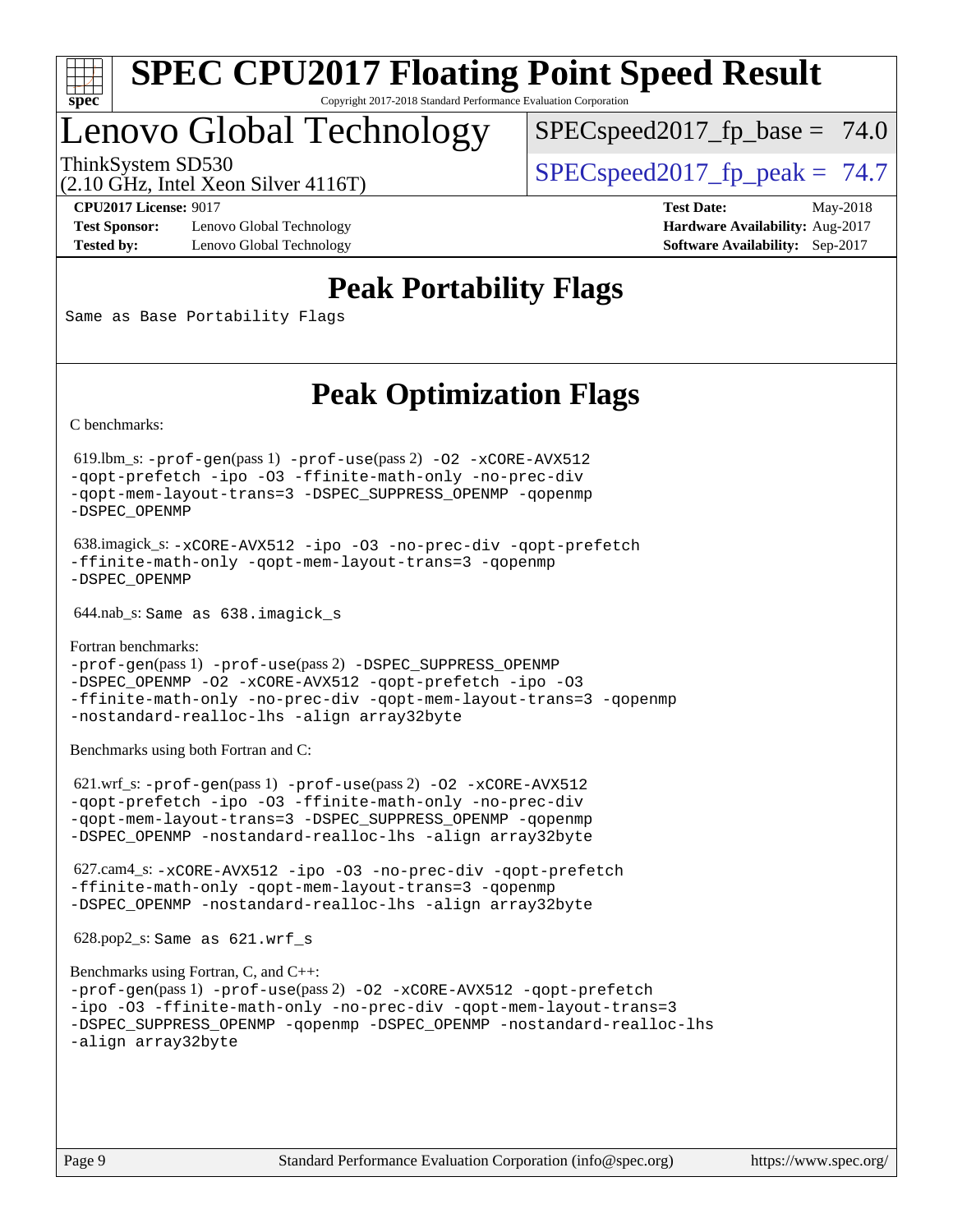# SPEC CPU2017 Floating Point Speed Result

Copyright 2017-2018 Standard Performance Evaluation Corporation

## Lenovo Global Technology

ThinkSystem SD530
(2.10 GHz, Intel Xeon Silver 4116T)

SPECspeed2017_fp_base = 74.0

SPECspeed2017_fp_peak = 74.7

**CPU2017 License:** 9017
**Test Sponsor:** Lenovo Global Technology
**Tested by:** Lenovo Global Technology

**Test Date:** May-2018
**Hardware Availability:** Aug-2017
**Software Availability:** Sep-2017

## Peak Portability Flags

Same as Base Portability Flags

## Peak Optimization Flags

C benchmarks:

619.lbm_s: -prof-gen(pass 1) -prof-use(pass 2) -O2 -xCORE-AVX512 -qopt-prefetch -ipo -O3 -ffinite-math-only -no-prec-div -qopt-mem-layout-trans=3 -DSPEC_SUPPRESS_OPENMP -qopenmp -DSPEC_OPENMP

638.imagick_s: -xCORE-AVX512 -ipo -O3 -no-prec-div -qopt-prefetch -ffinite-math-only -qopt-mem-layout-trans=3 -qopenmp -DSPEC_OPENMP

644.nab_s: Same as 638.imagick_s

Fortran benchmarks:
-prof-gen(pass 1) -prof-use(pass 2) -DSPEC_SUPPRESS_OPENMP -DSPEC_OPENMP -O2 -xCORE-AVX512 -qopt-prefetch -ipo -O3 -ffinite-math-only -no-prec-div -qopt-mem-layout-trans=3 -qopenmp -nostandard-realloc-lhs -align array32byte

Benchmarks using both Fortran and C:

621.wrf_s: -prof-gen(pass 1) -prof-use(pass 2) -O2 -xCORE-AVX512 -qopt-prefetch -ipo -O3 -ffinite-math-only -no-prec-div -qopt-mem-layout-trans=3 -DSPEC_SUPPRESS_OPENMP -qopenmp -DSPEC_OPENMP -nostandard-realloc-lhs -align array32byte

627.cam4_s: -xCORE-AVX512 -ipo -O3 -no-prec-div -qopt-prefetch -ffinite-math-only -qopt-mem-layout-trans=3 -qopenmp -DSPEC_OPENMP -nostandard-realloc-lhs -align array32byte

628.pop2_s: Same as 621.wrf_s

Benchmarks using Fortran, C, and C++:
-prof-gen(pass 1) -prof-use(pass 2) -O2 -xCORE-AVX512 -qopt-prefetch -ipo -O3 -ffinite-math-only -no-prec-div -qopt-mem-layout-trans=3 -DSPEC_SUPPRESS_OPENMP -qopenmp -DSPEC_OPENMP -nostandard-realloc-lhs -align array32byte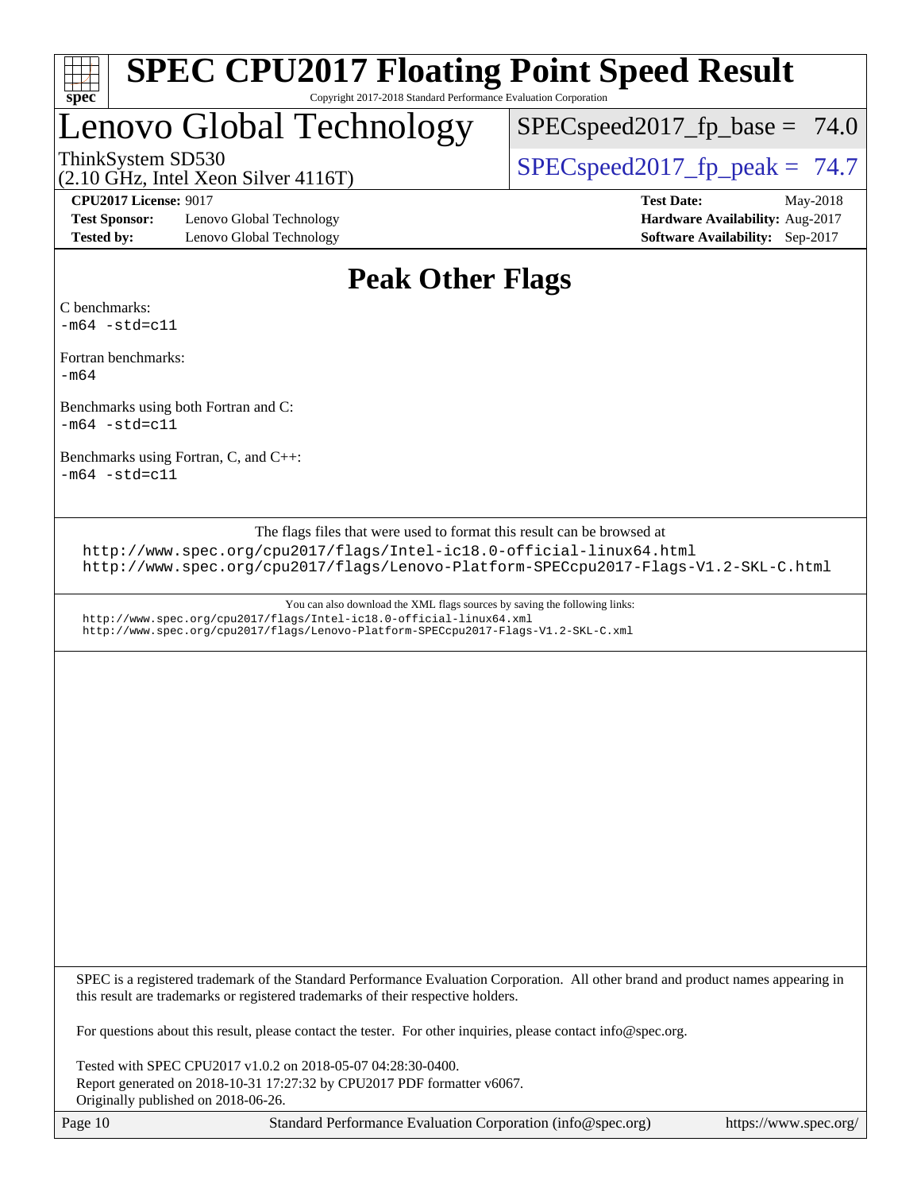# SPEC CPU2017 Floating Point Speed Result

Copyright 2017-2018 Standard Performance Evaluation Corporation

# Lenovo Global Technology

ThinkSystem SD530
(2.10 GHz, Intel Xeon Silver 4116T)

SPECspeed2017_fp_base = 74.0

SPECspeed2017_fp_peak = 74.7

**CPU2017 License:** 9017
**Test Sponsor:** Lenovo Global Technology
**Tested by:** Lenovo Global Technology

**Test Date:** May-2018
**Hardware Availability:** Aug-2017
**Software Availability:** Sep-2017

## Peak Other Flags

C benchmarks:
-m64 -std=c11

Fortran benchmarks:
-m64

Benchmarks using both Fortran and C:
-m64 -std=c11

Benchmarks using Fortran, C, and C++:
-m64 -std=c11

The flags files that were used to format this result can be browsed at
http://www.spec.org/cpu2017/flags/Intel-ic18.0-official-linux64.html
http://www.spec.org/cpu2017/flags/Lenovo-Platform-SPECcpu2017-Flags-V1.2-SKL-C.html

You can also download the XML flags sources by saving the following links:
http://www.spec.org/cpu2017/flags/Intel-ic18.0-official-linux64.xml
http://www.spec.org/cpu2017/flags/Lenovo-Platform-SPECcpu2017-Flags-V1.2-SKL-C.xml

SPEC is a registered trademark of the Standard Performance Evaluation Corporation. All other brand and product names appearing in this result are trademarks or registered trademarks of their respective holders.

For questions about this result, please contact the tester. For other inquiries, please contact info@spec.org.

Tested with SPEC CPU2017 v1.0.2 on 2018-05-07 04:28:30-0400.
Report generated on 2018-10-31 17:27:32 by CPU2017 PDF formatter v6067.
Originally published on 2018-06-26.